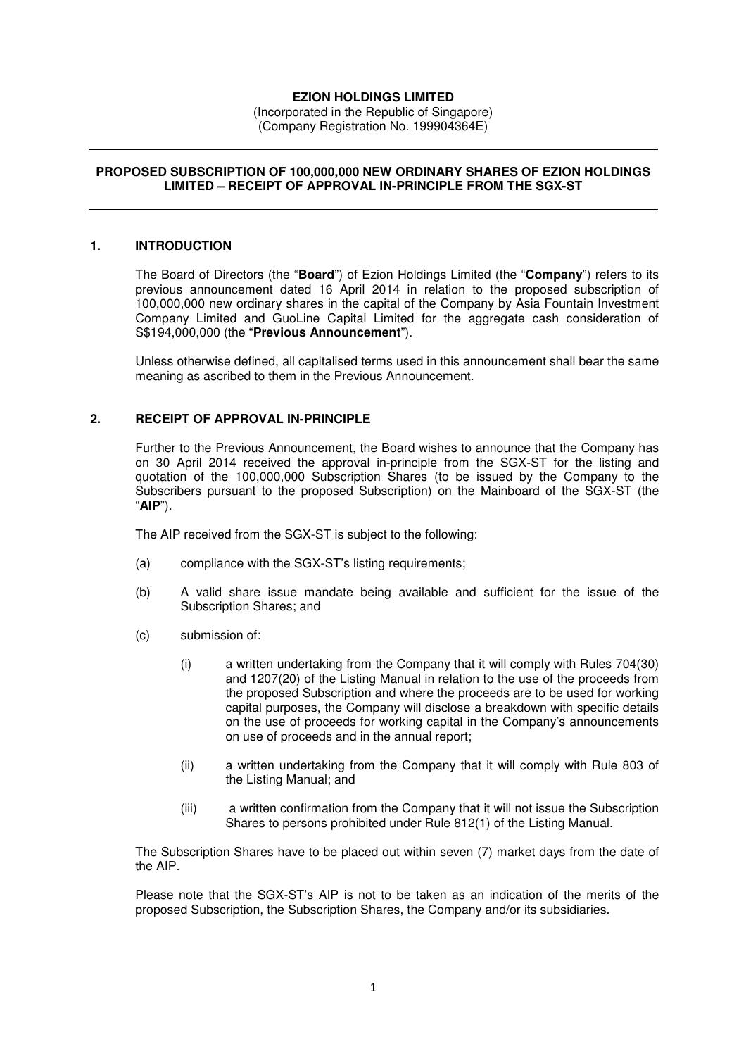**EZION HOLDINGS LIMITED**
(Incorporated in the Republic of Singapore)
(Company Registration No. 199904364E)

---

**PROPOSED SUBSCRIPTION OF 100,000,000 NEW ORDINARY SHARES OF EZION HOLDINGS LIMITED – RECEIPT OF APPROVAL IN-PRINCIPLE FROM THE SGX-ST**

---

## 1. INTRODUCTION

The Board of Directors (the "**Board**") of Ezion Holdings Limited (the "**Company**") refers to its previous announcement dated 16 April 2014 in relation to the proposed subscription of 100,000,000 new ordinary shares in the capital of the Company by Asia Fountain Investment Company Limited and GuoLine Capital Limited for the aggregate cash consideration of S$194,000,000 (the "**Previous Announcement**").

Unless otherwise defined, all capitalised terms used in this announcement shall bear the same meaning as ascribed to them in the Previous Announcement.

## 2. RECEIPT OF APPROVAL IN-PRINCIPLE

Further to the Previous Announcement, the Board wishes to announce that the Company has on 30 April 2014 received the approval in-principle from the SGX-ST for the listing and quotation of the 100,000,000 Subscription Shares (to be issued by the Company to the Subscribers pursuant to the proposed Subscription) on the Mainboard of the SGX-ST (the "**AIP**").

The AIP received from the SGX-ST is subject to the following:

(a) compliance with the SGX-ST's listing requirements;

(b) A valid share issue mandate being available and sufficient for the issue of the Subscription Shares; and

(c) submission of:

   (i) a written undertaking from the Company that it will comply with Rules 704(30) and 1207(20) of the Listing Manual in relation to the use of the proceeds from the proposed Subscription and where the proceeds are to be used for working capital purposes, the Company will disclose a breakdown with specific details on the use of proceeds for working capital in the Company's announcements on use of proceeds and in the annual report;

   (ii) a written undertaking from the Company that it will comply with Rule 803 of the Listing Manual; and

   (iii) a written confirmation from the Company that it will not issue the Subscription Shares to persons prohibited under Rule 812(1) of the Listing Manual.

The Subscription Shares have to be placed out within seven (7) market days from the date of the AIP.

Please note that the SGX-ST's AIP is not to be taken as an indication of the merits of the proposed Subscription, the Subscription Shares, the Company and/or its subsidiaries.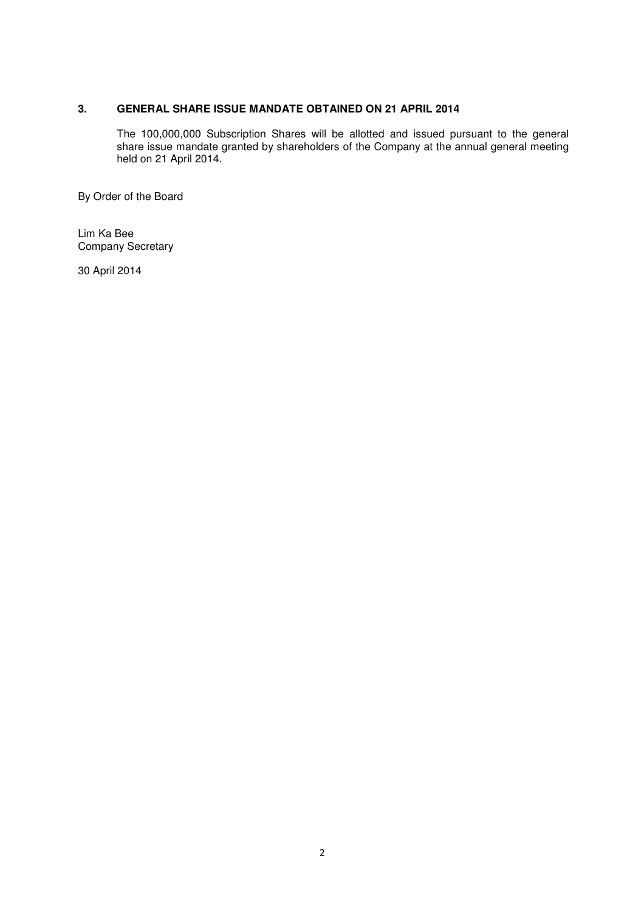### 3. GENERAL SHARE ISSUE MANDATE OBTAINED ON 21 APRIL 2014

The 100,000,000 Subscription Shares will be allotted and issued pursuant to the general share issue mandate granted by shareholders of the Company at the annual general meeting held on 21 April 2014.

By Order of the Board

Lim Ka Bee
Company Secretary

30 April 2014